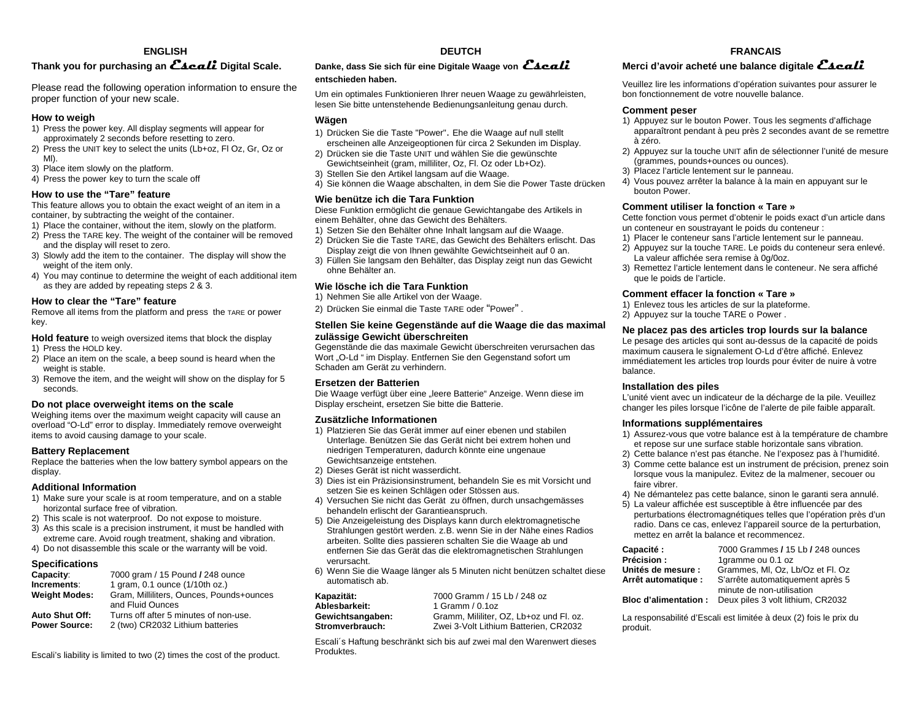## ENGLISH

### Thank you for purchasing an Escali Digital Scale.

Please read the following operation information to ensure the proper function of your new scale.

**How to weigh**

1) Press the power key. All display segments will appear for approximately 2 seconds before resetting to zero.
2) Press the UNIT key to select the units (Lb+oz, Fl Oz, Gr, Oz or Ml).
3) Place item slowly on the platform.
4) Press the power key to turn the scale off

**How to use the "Tare" feature**

This feature allows you to obtain the exact weight of an item in a container, by subtracting the weight of the container.

1) Place the container, without the item, slowly on the platform.
2) Press the TARE key. The weight of the container will be removed and the display will reset to zero.
3) Slowly add the item to the container. The display will show the weight of the item only.
4) You may continue to determine the weight of each additional item as they are added by repeating steps 2 & 3.

**How to clear the "Tare" feature**

Remove all items from the platform and press the TARE or power key.

**Hold feature** to weigh oversized items that block the display

1) Press the HOLD key.
2) Place an item on the scale, a beep sound is heard when the weight is stable.
3) Remove the item, and the weight will show on the display for 5 seconds.

**Do not place overweight items on the scale**

Weighing items over the maximum weight capacity will cause an overload "O-Ld" error to display. Immediately remove overweight items to avoid causing damage to your scale.

**Battery Replacement**

Replace the batteries when the low battery symbol appears on the display.

**Additional Information**

1) Make sure your scale is at room temperature, and on a stable horizontal surface free of vibration.
2) This scale is not waterproof. Do not expose to moisture.
3) As this scale is a precision instrument, it must be handled with extreme care. Avoid rough treatment, shaking and vibration.
4) Do not disassemble this scale or the warranty will be void.

**Specifications**

| | |
|---|---|
| **Capacity**: | 7000 gram / 15 Pound / 248 ounce |
| **Increments**: | 1 gram, 0.1 ounce (1/10th oz.) |
| **Weight Modes:** | Gram, Milliliters, Ounces, Pounds+ounces and Fluid Ounces |
| **Auto Shut Off:** | Turns off after 5 minutes of non-use. |
| **Power Source:** | 2 (two) CR2032 Lithium batteries |

Escali's liability is limited to two (2) times the cost of the product.

## DEUTCH

### Danke, dass Sie sich für eine Digitale Waage von Escali entschieden haben.

Um ein optimales Funktionieren Ihrer neuen Waage zu gewährleisten, lesen Sie bitte untenstehende Bedienungsanleitung genau durch.

**Wägen**

1) Drücken Sie die Taste "Power". Ehe die Waage auf null stellt erscheinen alle Anzeigeoptionen für circa 2 Sekunden im Display.
2) Drücken sie die Taste UNIT und wählen Sie die gewünschte Gewichtseinheit (gram, milliliter, Oz, Fl. Oz oder Lb+Oz).
3) Stellen Sie den Artikel langsam auf die Waage.
4) Sie können die Waage abschalten, in dem Sie die Power Taste drücken

**Wie benütze ich die Tara Funktion**

Diese Funktion ermöglicht die genaue Gewichtangabe des Artikels in einem Behälter, ohne das Gewicht des Behälters.

1) Setzen Sie den Behälter ohne Inhalt langsam auf die Waage.
2) Drücken Sie die Taste TARE, das Gewicht des Behälters erlischt. Das Display zeigt die von Ihnen gewählte Gewichtseinheit auf 0 an.
3) Füllen Sie langsam den Behälter, das Display zeigt nun das Gewicht ohne Behälter an.

**Wie lösche ich die Tara Funktion**

1) Nehmen Sie alle Artikel von der Waage.
2) Drücken Sie einmal die Taste TARE oder "Power".

**Stellen Sie keine Gegenstände auf die Waage die das maximal zulässige Gewicht überschreiten**

Gegenstände die das maximale Gewicht überschreiten verursachen das Wort „O-Ld " im Display. Entfernen Sie den Gegenstand sofort um Schaden am Gerät zu verhindern.

**Ersetzen der Batterien**

Die Waage verfügt über eine „leere Batterie" Anzeige. Wenn diese im Display erscheint, ersetzen Sie bitte die Batterie.

**Zusätzliche Informationen**

1) Platzieren Sie das Gerät immer auf einer ebenen und stabilen Unterlage. Benützen Sie das Gerät nicht bei extrem hohen und niedrigen Temperaturen, dadurch könnte eine ungenaue Gewichtsanzeige entstehen.
2) Dieses Gerät ist nicht wasserdicht.
3) Dies ist ein Präzisionsinstrument, behandeln Sie es mit Vorsicht und setzen Sie es keinen Schlägen oder Stössen aus.
4) Versuchen Sie nicht das Gerät zu öffnen, durch unsachgemässes behandeln erlischt der Garantieanspruch.
5) Die Anzeigeleistung des Displays kann durch elektromagnetische Strahlungen gestört werden. z.B. wenn Sie in der Nähe eines Radios arbeiten. Sollte dies passieren schalten Sie die Waage ab und entfernen Sie das Gerät das die elektromagnetischen Strahlungen verursacht.
6) Wenn Sie die Waage länger als 5 Minuten nicht benützen schaltet diese automatisch ab.

| | |
|---|---|
| **Kapazität:** | 7000 Gramm / 15 Lb / 248 oz |
| **Ablesbarkeit:** | 1 Gramm / 0.1oz |
| **Gewichtsangaben:** | Gramm, Mililiter, OZ, Lb+oz und Fl. oz. |
| **Stromverbrauch:** | Zwei 3-Volt Lithium Batterien, CR2032 |

Escali´s Haftung beschränkt sich bis auf zwei mal den Warenwert dieses Produktes.

## FRANCAIS

### Merci d'avoir acheté une balance digitale Escali

Veuillez lire les informations d'opération suivantes pour assurer le bon fonctionnement de votre nouvelle balance.

**Comment peser**

1) Appuyez sur le bouton Power. Tous les segments d'affichage apparaîtront pendant à peu près 2 secondes avant de se remettre à zéro.
2) Appuyez sur la touche UNIT afin de sélectionner l'unité de mesure (grammes, pounds+ounces ou ounces).
3) Placez l'article lentement sur le panneau.
4) Vous pouvez arrêter la balance à la main en appuyant sur le bouton Power.

**Comment utiliser la fonction « Tare »**

Cette fonction vous permet d'obtenir le poids exact d'un article dans un conteneur en soustrayant le poids du conteneur :

1) Placer le conteneur sans l'article lentement sur le panneau.
2) Appuyez sur la touche TARE. Le poids du conteneur sera enlevé. La valeur affichée sera remise à 0g/0oz.
3) Remettez l'article lentement dans le conteneur. Ne sera affiché que le poids de l'article.

**Comment effacer la fonction « Tare »**

1) Enlevez tous les articles de sur la plateforme.
2) Appuyez sur la touche TARE o Power .

**Ne placez pas des articles trop lourds sur la balance**

Le pesage des articles qui sont au-dessus de la capacité de poids maximum causera le signalement O-Ld d'être affiché. Enlevez immédiatement les articles trop lourds pour éviter de nuire à votre balance.

**Installation des piles**

L'unité vient avec un indicateur de la décharge de la pile. Veuillez changer les piles lorsque l'icône de l'alerte de pile faible apparaît.

**Informations supplémentaires**

1) Assurez-vous que votre balance est à la température de chambre et repose sur une surface stable horizontale sans vibration.
2) Cette balance n'est pas étanche. Ne l'exposez pas à l'humidité.
3) Comme cette balance est un instrument de précision, prenez soin lorsque vous la manipulez. Evitez de la malmener, secouer ou faire vibrer.
4) Ne démantelez pas cette balance, sinon le garanti sera annulé.
5) La valeur affichée est susceptible à être influencée par des perturbations électromagnétiques telles que l'opération près d'un radio. Dans ce cas, enlevez l'appareil source de la perturbation, mettez en arrêt la balance et recommencez.

| | |
|---|---|
| **Capacité :** | 7000 Grammes / 15 Lb / 248 ounces |
| **Précision :** | 1gramme ou 0.1 oz |
| **Unités de mesure :** | Grammes, Ml, Oz, Lb/Oz et Fl. Oz |
| **Arrêt automatique :** | S'arrête automatiquement après 5 minute de non-utilisation |
| **Bloc d'alimentation :** | Deux piles 3 volt lithium, CR2032 |

La responsabilité d'Escali est limitée à deux (2) fois le prix du produit.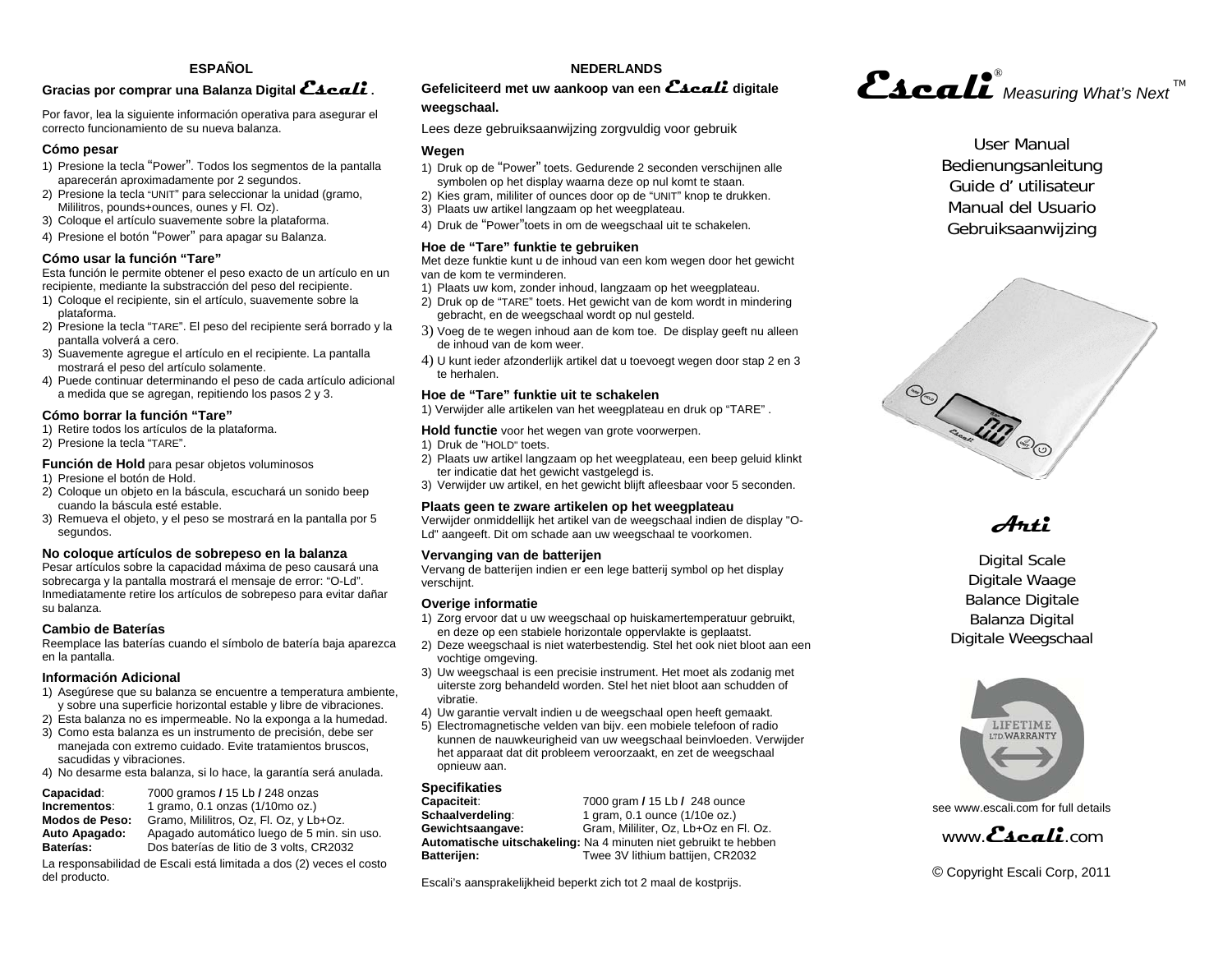## ESPAÑOL

### Gracias por comprar una Balanza Digital Escali.

Por favor, lea la siguiente información operativa para asegurar el correcto funcionamiento de su nueva balanza.

#### Cómo pesar

1) Presione la tecla "Power". Todos los segmentos de la pantalla aparecerán aproximadamente por 2 segundos.
2) Presione la tecla "UNIT" para seleccionar la unidad (gramo, Mililitros, pounds+ounces, ounes y Fl. Oz).
3) Coloque el artículo suavemente sobre la plataforma.
4) Presione el botón "Power" para apagar su Balanza.

#### Cómo usar la función "Tare"

Esta función le permite obtener el peso exacto de un artículo en un recipiente, mediante la substracción del peso del recipiente.

1) Coloque el recipiente, sin el artículo, suavemente sobre la plataforma.
2) Presione la tecla "TARE". El peso del recipiente será borrado y la pantalla volverá a cero.
3) Suavemente agregue el artículo en el recipiente. La pantalla mostrará el peso del artículo solamente.
4) Puede continuar determinando el peso de cada artículo adicional a medida que se agregan, repitiendo los pasos 2 y 3.

#### Cómo borrar la función "Tare"

1) Retire todos los artículos de la plataforma.
2) Presione la tecla "TARE".

**Función de Hold** para pesar objetos voluminosos

1) Presione el botón de Hold.
2) Coloque un objeto en la báscula, escuchará un sonido beep cuando la báscula esté estable.
3) Remueva el objeto, y el peso se mostrará en la pantalla por 5 segundos.

#### No coloque artículos de sobrepeso en la balanza

Pesar artículos sobre la capacidad máxima de peso causará una sobrecarga y la pantalla mostrará el mensaje de error: "O-Ld". Inmediatamente retire los artículos de sobrepeso para evitar dañar su balanza.

#### Cambio de Baterías

Reemplace las baterías cuando el símbolo de batería baja aparezca en la pantalla.

#### Información Adicional

1) Asegúrese que su balanza se encuentre a temperatura ambiente, y sobre una superficie horizontal estable y libre de vibraciones.
2) Esta balanza no es impermeable. No la exponga a la humedad.
3) Como esta balanza es un instrumento de precisión, debe ser manejada con extremo cuidado. Evite tratamientos bruscos, sacudidas y vibraciones.
4) No desarme esta balanza, si lo hace, la garantía será anulada.

| | |
|---|---|
| **Capacidad**: | 7000 gramos **/** 15 Lb **/** 248 onzas |
| **Incrementos**: | 1 gramo, 0.1 onzas (1/10mo oz.) |
| **Modos de Peso:** | Gramo, Mililitros, Oz, Fl. Oz, y Lb+Oz. |
| **Auto Apagado:** | Apagado automático luego de 5 min. sin uso. |
| **Baterías:** | Dos baterías de litio de 3 volts, CR2032 |

La responsabilidad de Escali está limitada a dos (2) veces el costo del producto.

## NEDERLANDS

### Gefeliciteerd met uw aankoop van een Escali digitale weegschaal.

Lees deze gebruiksaanwijzing zorgvuldig voor gebruik

#### Wegen

1) Druk op de "Power" toets. Gedurende 2 seconden verschijnen alle symbolen op het display waarna deze op nul komt te staan.
2) Kies gram, mililiter of ounces door op de "UNIT" knop te drukken.
3) Plaats uw artikel langzaam op het weegplateau.
4) Druk de "Power"toets in om de weegschaal uit te schakelen.

#### Hoe de "Tare" funktie te gebruiken

Met deze funktie kunt u de inhoud van een kom wegen door het gewicht van de kom te verminderen.

1) Plaats uw kom, zonder inhoud, langzaam op het weegplateau.
2) Druk op de "TARE" toets. Het gewicht van de kom wordt in mindering gebracht, en de weegschaal wordt op nul gesteld.
3) Voeg de te wegen inhoud aan de kom toe. De display geeft nu alleen de inhoud van de kom weer.
4) U kunt ieder afzonderlijk artikel dat u toevoegt wegen door stap 2 en 3 te herhalen.

#### Hoe de "Tare" funktie uit te schakelen

1) Verwijder alle artikelen van het weegplateau en druk op "TARE" .

**Hold functie** voor het wegen van grote voorwerpen.

1) Druk de "HOLD" toets.
2) Plaats uw artikel langzaam op het weegplateau, een beep geluid klinkt ter indicatie dat het gewicht vastgelegd is.
3) Verwijder uw artikel, en het gewicht blijft afleesbaar voor 5 seconden.

#### Plaats geen te zware artikelen op het weegplateau

Verwijder onmiddellijk het artikel van de weegschaal indien de display "O-Ld" aangeeft. Dit om schade aan uw weegschaal te voorkomen.

#### Vervanging van de batterijen

Vervang de batterijen indien er een lege batterij symbol op het display verschijnt.

#### Overige informatie

1) Zorg ervoor dat u uw weegschaal op huiskamertemperatuur gebruikt, en deze op een stabiele horizontale oppervlakte is geplaatst.
2) Deze weegschaal is niet waterbestendig. Stel het ook niet bloot aan een vochtige omgeving.
3) Uw weegschaal is een precisie instrument. Het moet als zodanig met uiterste zorg behandeld worden. Stel het niet bloot aan schudden of vibratie.
4) Uw garantie vervalt indien u de weegschaal open heeft gemaakt.
5) Electromagnetische velden van bijv. een mobiele telefoon of radio kunnen de nauwkeurigheid van uw weegschaal beinvloeden. Verwijder het apparaat dat dit probleem veroorzaakt, en zet de weegschaal opnieuw aan.

#### Specifikaties

| | |
|---|---|
| **Capaciteit**: | 7000 gram **/** 15 Lb **/** 248 ounce |
| **Schaalverdeling**: | 1 gram, 0.1 ounce (1/10e oz.) |
| **Gewichtsaangave:** | Gram, Mililiter, Oz, Lb+Oz en Fl. Oz. |
| **Automatische uitschakeling:** | Na 4 minuten niet gebruikt te hebben |
| **Batterijen:** | Twee 3V lithium battijen, CR2032 |

Escali's aansprakelijkheid beperkt zich tot 2 maal de kostprijs.

# Escali® *Measuring What's Next* ™

User Manual
Bedienungsanleitung
Guide d' utilisateur
Manual del Usuario
Gebruiksaanwijzing

## Arti

Digital Scale
Digitale Waage
Balance Digitale
Balanza Digital
Digitale Weegschaal

LIFETIME LTD.WARRANTY

see www.escali.com for full details

www.Escali.com

© Copyright Escali Corp, 2011